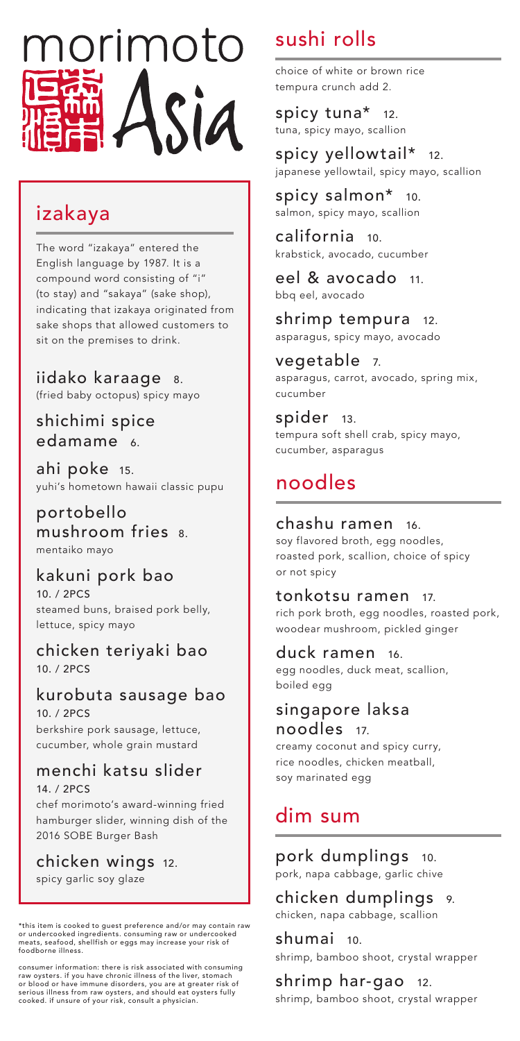# morimoto Asia

## izakaya

The word "izakaya" entered the English language by 1987. It is a compound word consisting of "i" (to stay) and "sakaya" (sake shop), indicating that izakaya originated from sake shops that allowed customers to sit on the premises to drink.

### iidako karaage 8.
(fried baby octopus) spicy mayo

### shichimi spice edamame 6.

### ahi poke 15.
yuhi's hometown hawaii classic pupu

### portobello mushroom fries 8.
mentaiko mayo

### kakuni pork bao
10. / 2PCS
steamed buns, braised pork belly, lettuce, spicy mayo

### chicken teriyaki bao
10. / 2PCS

### kurobuta sausage bao
10. / 2PCS
berkshire pork sausage, lettuce, cucumber, whole grain mustard

### menchi katsu slider
14. / 2PCS
chef morimoto's award-winning fried hamburger slider, winning dish of the 2016 SOBE Burger Bash

### chicken wings 12.
spicy garlic soy glaze

*this item is cooked to guest preference and/or may contain raw or undercooked ingredients. consuming raw or undercooked meats, seafood, shellfish or eggs may increase your risk of foodborne illness.

consumer information: there is risk associated with consuming raw oysters. if you have chronic illness of the liver, stomach or blood or have immune disorders, you are at greater risk of serious illness from raw oysters, and should eat oysters fully cooked. if unsure of your risk, consult a physician.

## sushi rolls

choice of white or brown rice
tempura crunch add 2.

### spicy tuna* 12.
tuna, spicy mayo, scallion

### spicy yellowtail* 12.
japanese yellowtail, spicy mayo, scallion

### spicy salmon* 10.
salmon, spicy mayo, scallion

### california 10.
krabstick, avocado, cucumber

### eel & avocado 11.
bbq eel, avocado

### shrimp tempura 12.
asparagus, spicy mayo, avocado

### vegetable 7.
asparagus, carrot, avocado, spring mix, cucumber

### spider 13.
tempura soft shell crab, spicy mayo, cucumber, asparagus

## noodles

### chashu ramen 16.
soy flavored broth, egg noodles, roasted pork, scallion, choice of spicy or not spicy

### tonkotsu ramen 17.
rich pork broth, egg noodles, roasted pork, woodear mushroom, pickled ginger

### duck ramen 16.
egg noodles, duck meat, scallion, boiled egg

### singapore laksa noodles 17.
creamy coconut and spicy curry, rice noodles, chicken meatball, soy marinated egg

## dim sum

### pork dumplings 10.
pork, napa cabbage, garlic chive

### chicken dumplings 9.
chicken, napa cabbage, scallion

### shumai 10.
shrimp, bamboo shoot, crystal wrapper

### shrimp har-gao 12.
shrimp, bamboo shoot, crystal wrapper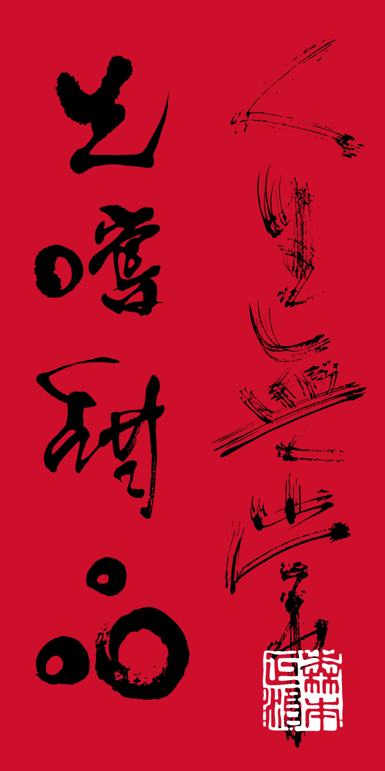七嚐甜品